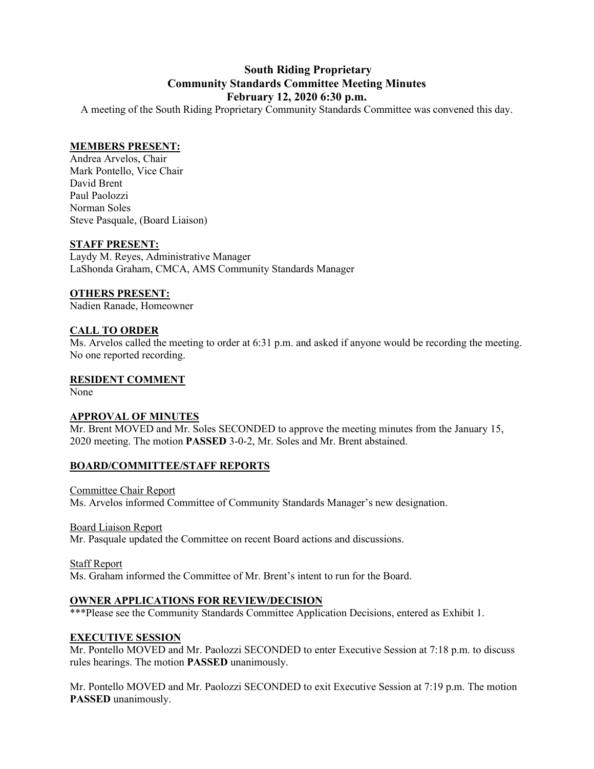**South Riding Proprietary**
**Community Standards Committee Meeting Minutes**
**February 12, 2020 6:30 p.m.**

A meeting of the South Riding Proprietary Community Standards Committee was convened this day.

## MEMBERS PRESENT:

Andrea Arvelos, Chair
Mark Pontello, Vice Chair
David Brent
Paul Paolozzi
Norman Soles
Steve Pasquale, (Board Liaison)

## STAFF PRESENT:

Laydy M. Reyes, Administrative Manager
LaShonda Graham, CMCA, AMS Community Standards Manager

## OTHERS PRESENT:

Nadien Ranade, Homeowner

## CALL TO ORDER

Ms. Arvelos called the meeting to order at 6:31 p.m. and asked if anyone would be recording the meeting. No one reported recording.

## RESIDENT COMMENT

None

## APPROVAL OF MINUTES

Mr. Brent MOVED and Mr. Soles SECONDED to approve the meeting minutes from the January 15, 2020 meeting. The motion **PASSED** 3-0-2, Mr. Soles and Mr. Brent abstained.

## BOARD/COMMITTEE/STAFF REPORTS

Committee Chair Report
Ms. Arvelos informed Committee of Community Standards Manager's new designation.

Board Liaison Report
Mr. Pasquale updated the Committee on recent Board actions and discussions.

Staff Report
Ms. Graham informed the Committee of Mr. Brent's intent to run for the Board.

## OWNER APPLICATIONS FOR REVIEW/DECISION

***Please see the Community Standards Committee Application Decisions, entered as Exhibit 1.

## EXECUTIVE SESSION

Mr. Pontello MOVED and Mr. Paolozzi SECONDED to enter Executive Session at 7:18 p.m. to discuss rules hearings. The motion **PASSED** unanimously.

Mr. Pontello MOVED and Mr. Paolozzi SECONDED to exit Executive Session at 7:19 p.m. The motion **PASSED** unanimously.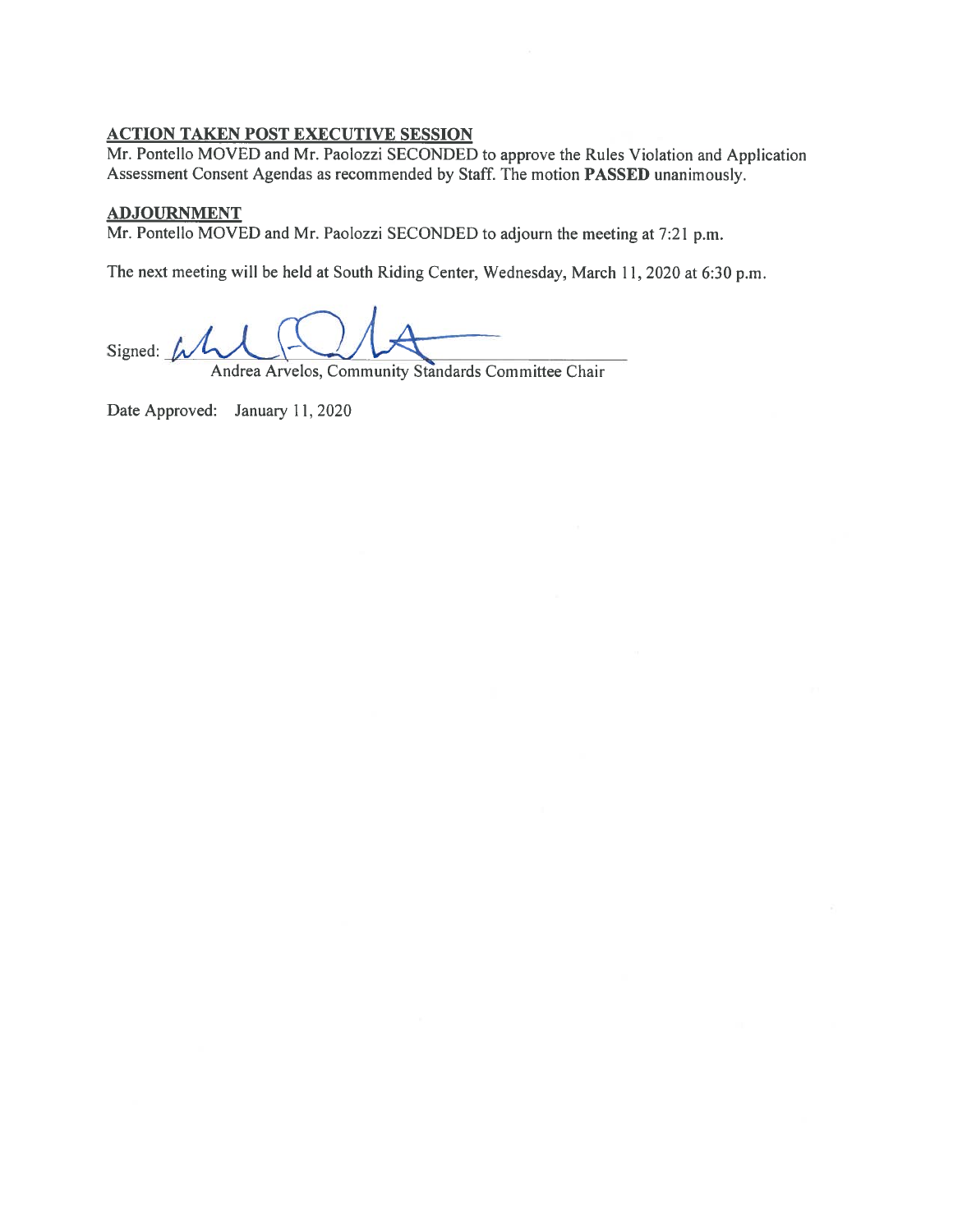**ACTION TAKEN POST EXECUTIVE SESSION**

Mr. Pontello MOVED and Mr. Paolozzi SECONDED to approve the Rules Violation and Application Assessment Consent Agendas as recommended by Staff. The motion **PASSED** unanimously.

**ADJOURNMENT**

Mr. Pontello MOVED and Mr. Paolozzi SECONDED to adjourn the meeting at 7:21 p.m.

The next meeting will be held at South Riding Center, Wednesday, March 11, 2020 at 6:30 p.m.

Signed: \_\_\_\_\_\_\_\_\_\_\_\_\_\_\_\_\_\_\_\_\_\_\_\_\_\_\_\_\_\_\_\_\_\_\_\_\_\_\_\_

Andrea Arvelos, Community Standards Committee Chair

Date Approved: January 11, 2020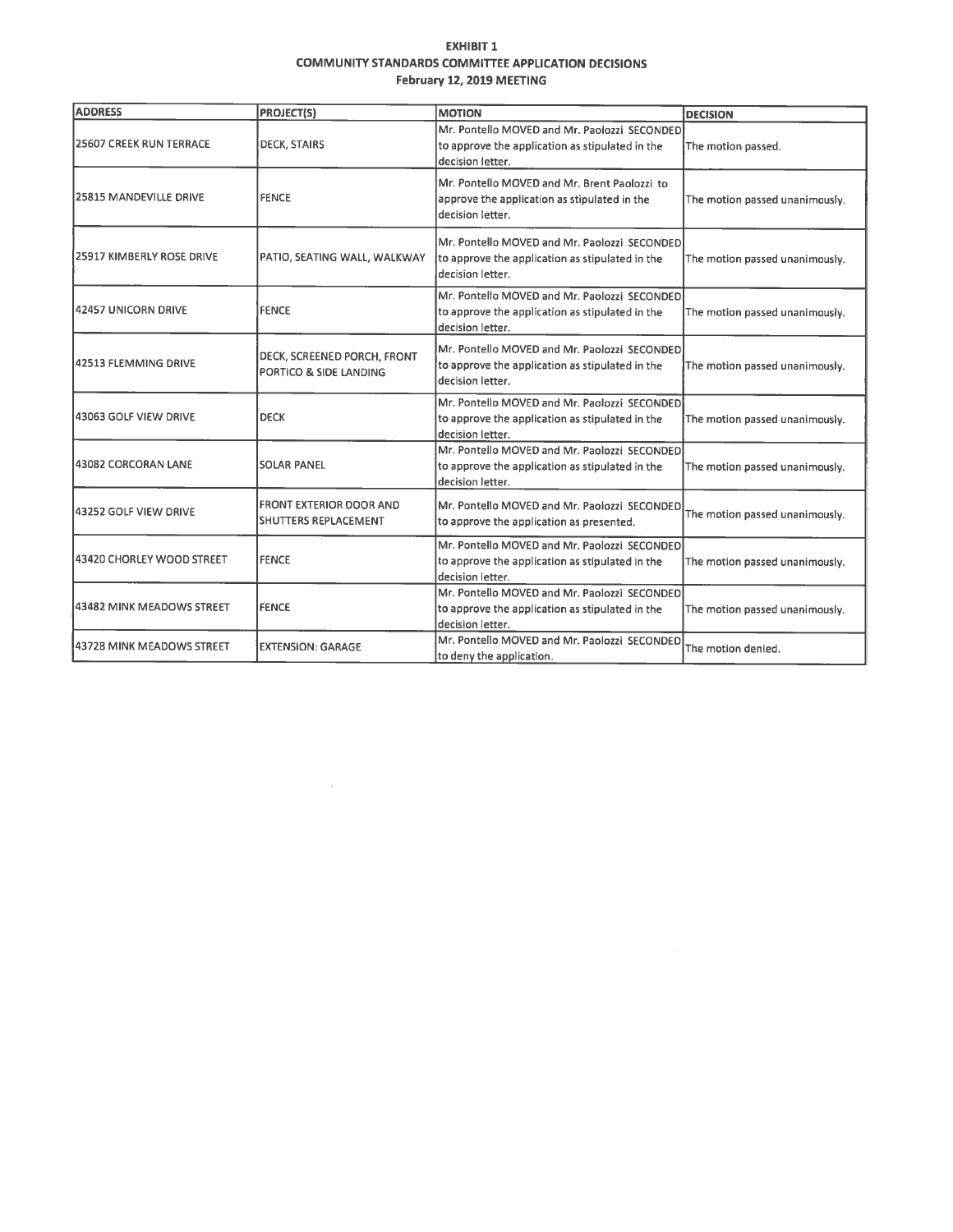**EXHIBIT 1**
**COMMUNITY STANDARDS COMMITTEE APPLICATION DECISIONS**
**February 12, 2019 MEETING**

| ADDRESS | PROJECT(S) | MOTION | DECISION |
|---|---|---|---|
| 25607 CREEK RUN TERRACE | DECK, STAIRS | Mr. Pontello MOVED and Mr. Paolozzi SECONDED to approve the application as stipulated in the decision letter. | The motion passed. |
| 25815 MANDEVILLE DRIVE | FENCE | Mr. Pontello MOVED and Mr. Brent Paolozzi to approve the application as stipulated in the decision letter. | The motion passed unanimously. |
| 25917 KIMBERLY ROSE DRIVE | PATIO, SEATING WALL, WALKWAY | Mr. Pontello MOVED and Mr. Paolozzi SECONDED to approve the application as stipulated in the decision letter. | The motion passed unanimously. |
| 42457 UNICORN DRIVE | FENCE | Mr. Pontello MOVED and Mr. Paolozzi SECONDED to approve the application as stipulated in the decision letter. | The motion passed unanimously. |
| 42513 FLEMMING DRIVE | DECK, SCREENED PORCH, FRONT PORTICO & SIDE LANDING | Mr. Pontello MOVED and Mr. Paolozzi SECONDED to approve the application as stipulated in the decision letter. | The motion passed unanimously. |
| 43063 GOLF VIEW DRIVE | DECK | Mr. Pontello MOVED and Mr. Paolozzi SECONDED to approve the application as stipulated in the decision letter. | The motion passed unanimously. |
| 43082 CORCORAN LANE | SOLAR PANEL | Mr. Pontello MOVED and Mr. Paolozzi SECONDED to approve the application as stipulated in the decision letter. | The motion passed unanimously. |
| 43252 GOLF VIEW DRIVE | FRONT EXTERIOR DOOR AND SHUTTERS REPLACEMENT | Mr. Pontello MOVED and Mr. Paolozzi SECONDED to approve the application as presented. | The motion passed unanimously. |
| 43420 CHORLEY WOOD STREET | FENCE | Mr. Pontello MOVED and Mr. Paolozzi SECONDED to approve the application as stipulated in the decision letter. | The motion passed unanimously. |
| 43482 MINK MEADOWS STREET | FENCE | Mr. Pontello MOVED and Mr. Paolozzi SECONDED to approve the application as stipulated in the decision letter. | The motion passed unanimously. |
| 43728 MINK MEADOWS STREET | EXTENSION: GARAGE | Mr. Pontello MOVED and Mr. Paolozzi SECONDED to deny the application. | The motion denied. |